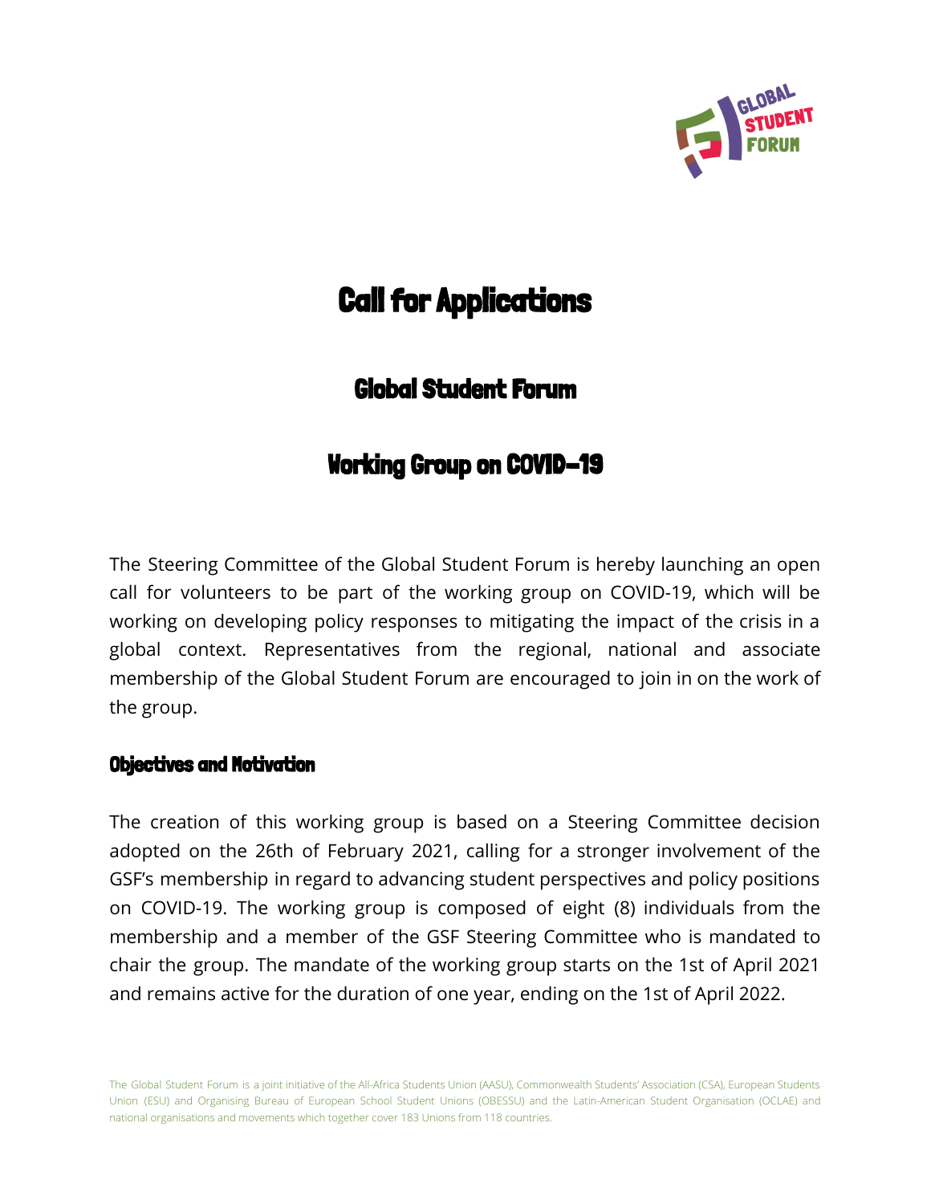# Call for Applications

## Global Student Forum

## Working Group on COVID-19

The Steering Committee of the Global Student Forum is hereby launching an open call for volunteers to be part of the working group on COVID-19, which will be working on developing policy responses to mitigating the impact of the crisis in a global context. Representatives from the regional, national and associate membership of the Global Student Forum are encouraged to join in on the work of the group.

### Objectives and Motivation

The creation of this working group is based on a Steering Committee decision adopted on the 26th of February 2021, calling for a stronger involvement of the GSF's membership in regard to advancing student perspectives and policy positions on COVID-19. The working group is composed of eight (8) individuals from the membership and a member of the GSF Steering Committee who is mandated to chair the group. The mandate of the working group starts on the 1st of April 2021 and remains active for the duration of one year, ending on the 1st of April 2022.

The Global Student Forum is a joint initiative of the All-Africa Students Union (AASU), Commonwealth Students' Association (CSA), European Students Union (ESU) and Organising Bureau of European School Student Unions (OBESSU) and the Latin-American Student Organisation (OCLAE) and national organisations and movements which together cover 183 Unions from 118 countries.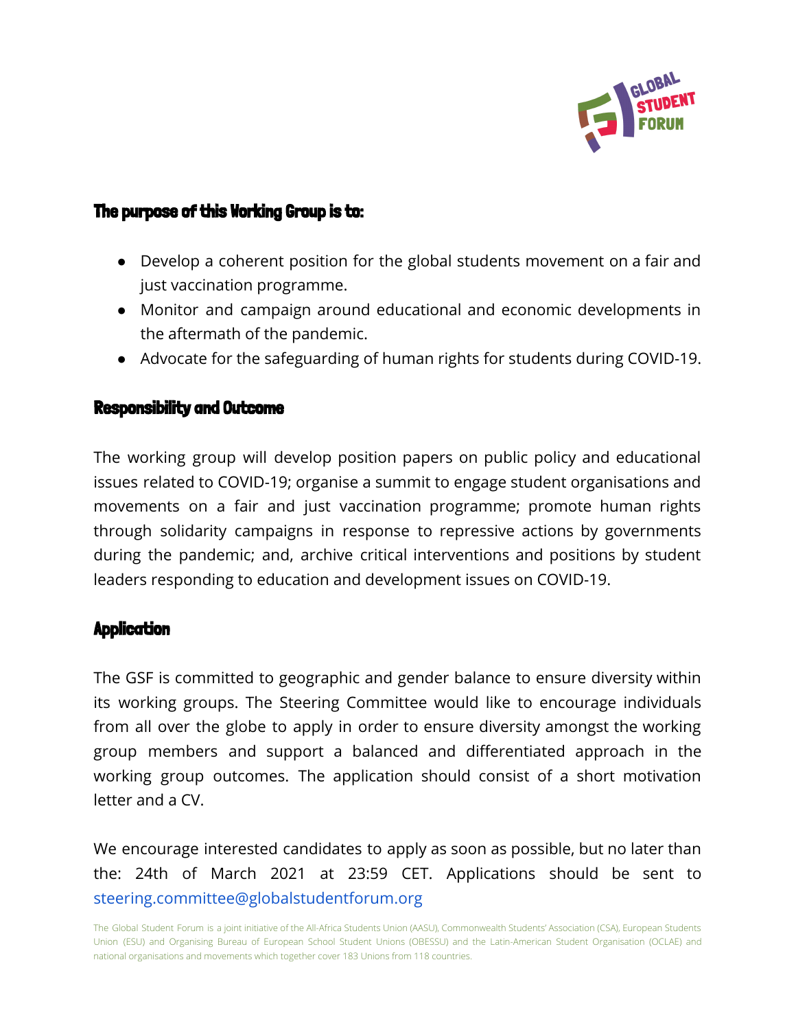### The purpose of this Working Group is to:

- Develop a coherent position for the global students movement on a fair and just vaccination programme.
- Monitor and campaign around educational and economic developments in the aftermath of the pandemic.
- Advocate for the safeguarding of human rights for students during COVID-19.

### Responsibility and Outcome

The working group will develop position papers on public policy and educational issues related to COVID-19; organise a summit to engage student organisations and movements on a fair and just vaccination programme; promote human rights through solidarity campaigns in response to repressive actions by governments during the pandemic; and, archive critical interventions and positions by student leaders responding to education and development issues on COVID-19.

### Application

The GSF is committed to geographic and gender balance to ensure diversity within its working groups. The Steering Committee would like to encourage individuals from all over the globe to apply in order to ensure diversity amongst the working group members and support a balanced and differentiated approach in the working group outcomes. The application should consist of a short motivation letter and a CV.

We encourage interested candidates to apply as soon as possible, but no later than the: 24th of March 2021 at 23:59 CET. Applications should be sent to steering.committee@globalstudentforum.org

The Global Student Forum is a joint initiative of the All-Africa Students Union (AASU), Commonwealth Students' Association (CSA), European Students Union (ESU) and Organising Bureau of European School Student Unions (OBESSU) and the Latin-American Student Organisation (OCLAE) and national organisations and movements which together cover 183 Unions from 118 countries.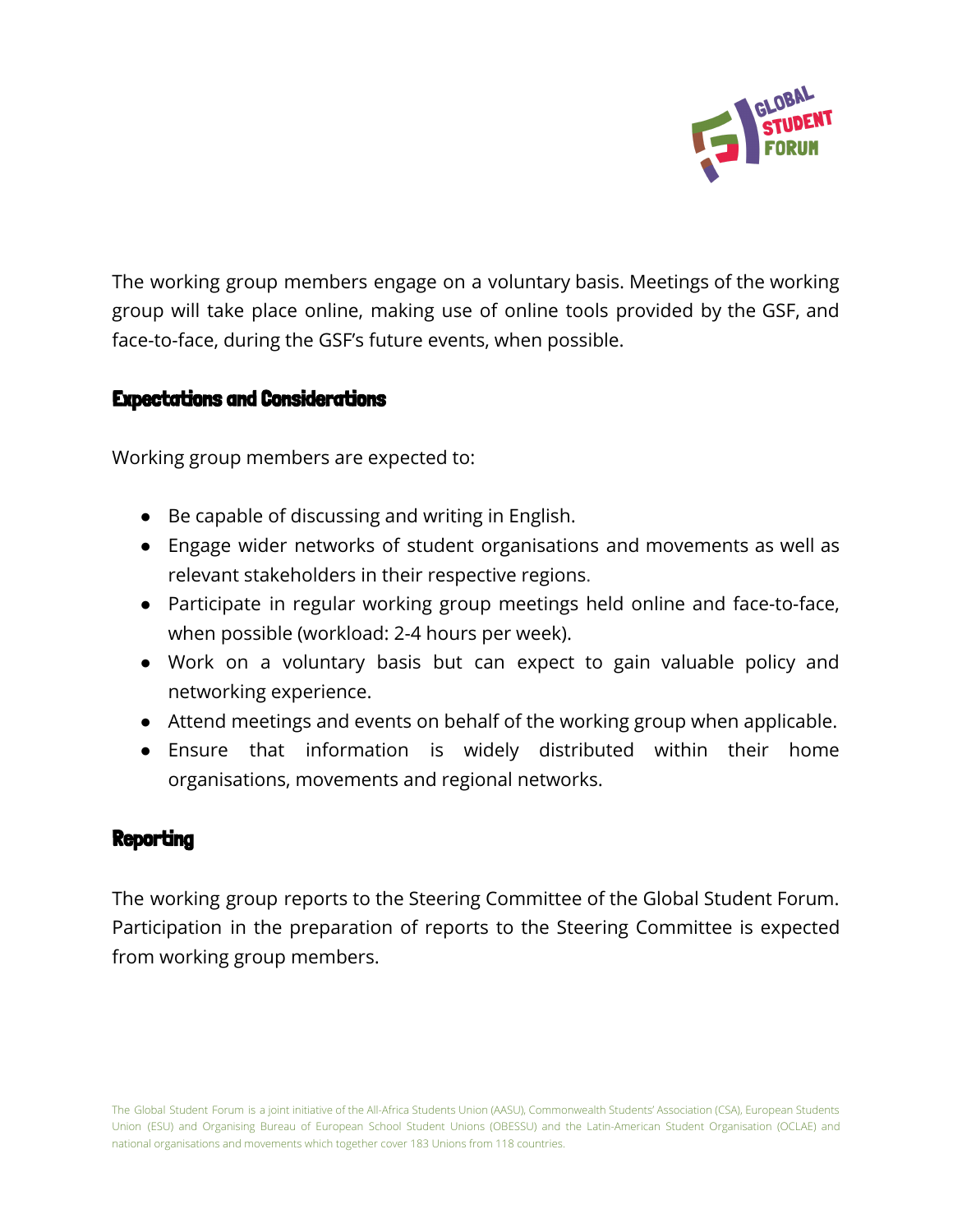The working group members engage on a voluntary basis. Meetings of the working group will take place online, making use of online tools provided by the GSF, and face-to-face, during the GSF's future events, when possible.

## Expectations and Considerations

Working group members are expected to:

- Be capable of discussing and writing in English.
- Engage wider networks of student organisations and movements as well as relevant stakeholders in their respective regions.
- Participate in regular working group meetings held online and face-to-face, when possible (workload: 2-4 hours per week).
- Work on a voluntary basis but can expect to gain valuable policy and networking experience.
- Attend meetings and events on behalf of the working group when applicable.
- Ensure that information is widely distributed within their home organisations, movements and regional networks.

## Reporting

The working group reports to the Steering Committee of the Global Student Forum. Participation in the preparation of reports to the Steering Committee is expected from working group members.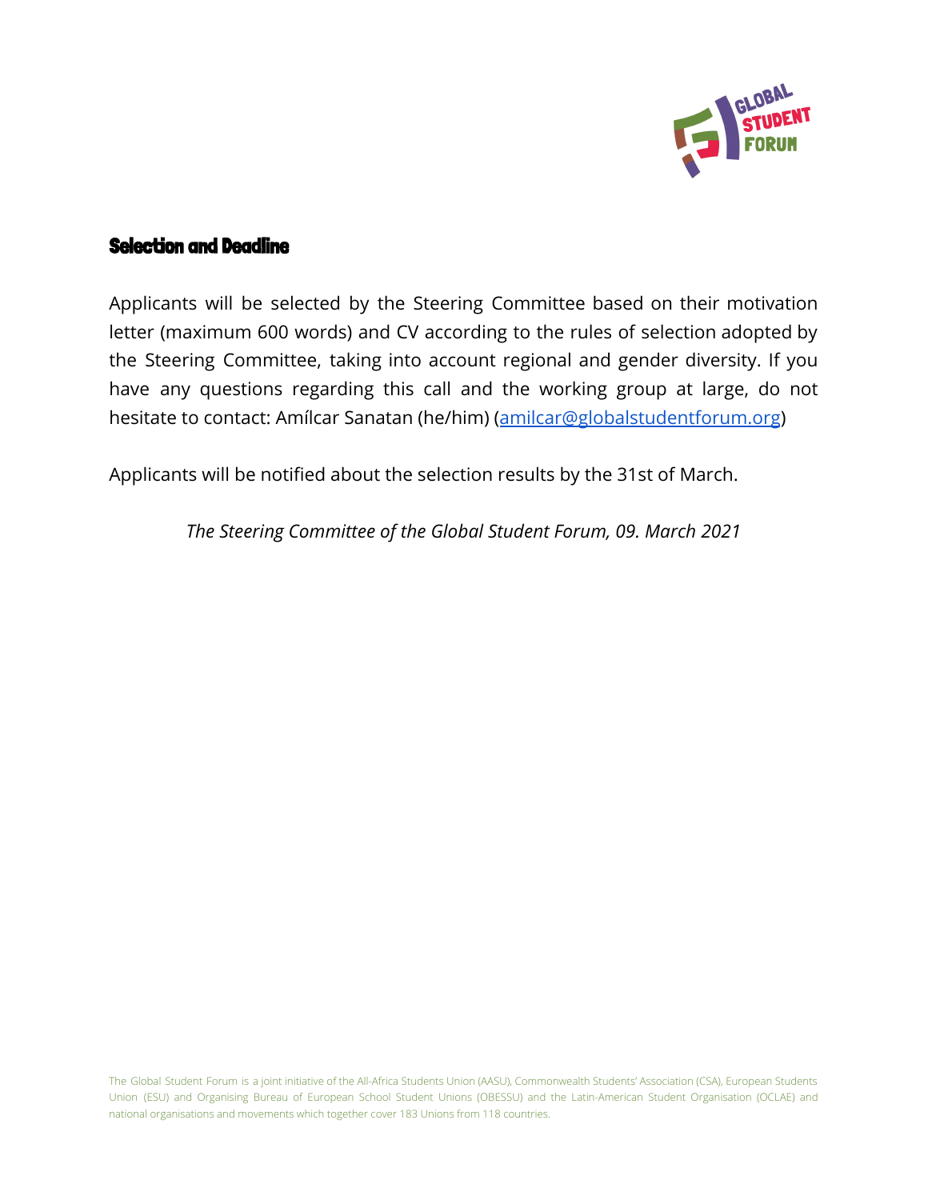## Selection and Deadline

Applicants will be selected by the Steering Committee based on their motivation letter (maximum 600 words) and CV according to the rules of selection adopted by the Steering Committee, taking into account regional and gender diversity. If you have any questions regarding this call and the working group at large, do not hesitate to contact: Amílcar Sanatan (he/him) (amilcar@globalstudentforum.org)

Applicants will be notified about the selection results by the 31st of March.

*The Steering Committee of the Global Student Forum, 09. March 2021*